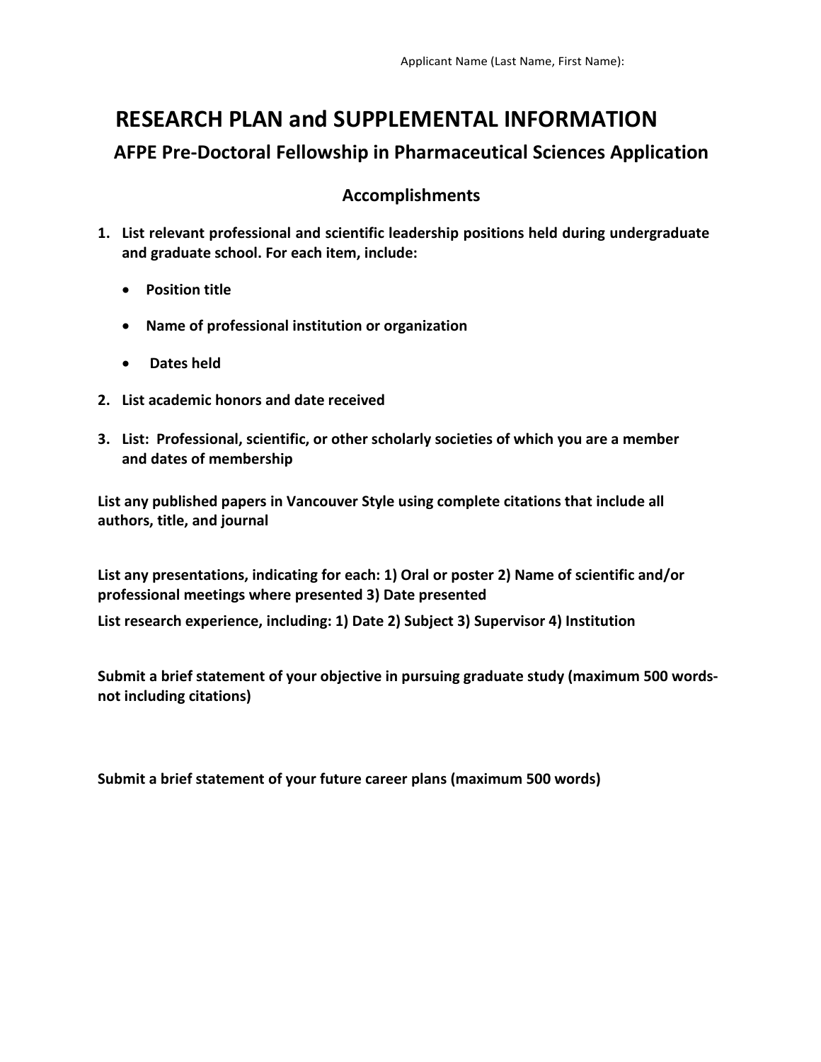Applicant Name (Last Name, First Name):

# RESEARCH PLAN and SUPPLEMENTAL INFORMATION

## AFPE Pre-Doctoral Fellowship in Pharmaceutical Sciences Application

### Accomplishments

1. **List relevant professional and scientific leadership positions held during undergraduate and graduate school. For each item, include:**
   - **Position title**
   - **Name of professional institution or organization**
   - **Dates held**
2. **List academic honors and date received**
3. **List: Professional, scientific, or other scholarly societies of which you are a member and dates of membership**

**List any published papers in Vancouver Style using complete citations that include all authors, title, and journal**

**List any presentations, indicating for each: 1) Oral or poster 2) Name of scientific and/or professional meetings where presented 3) Date presented**

**List research experience, including: 1) Date 2) Subject 3) Supervisor 4) Institution**

**Submit a brief statement of your objective in pursuing graduate study (maximum 500 words-not including citations)**

**Submit a brief statement of your future career plans (maximum 500 words)**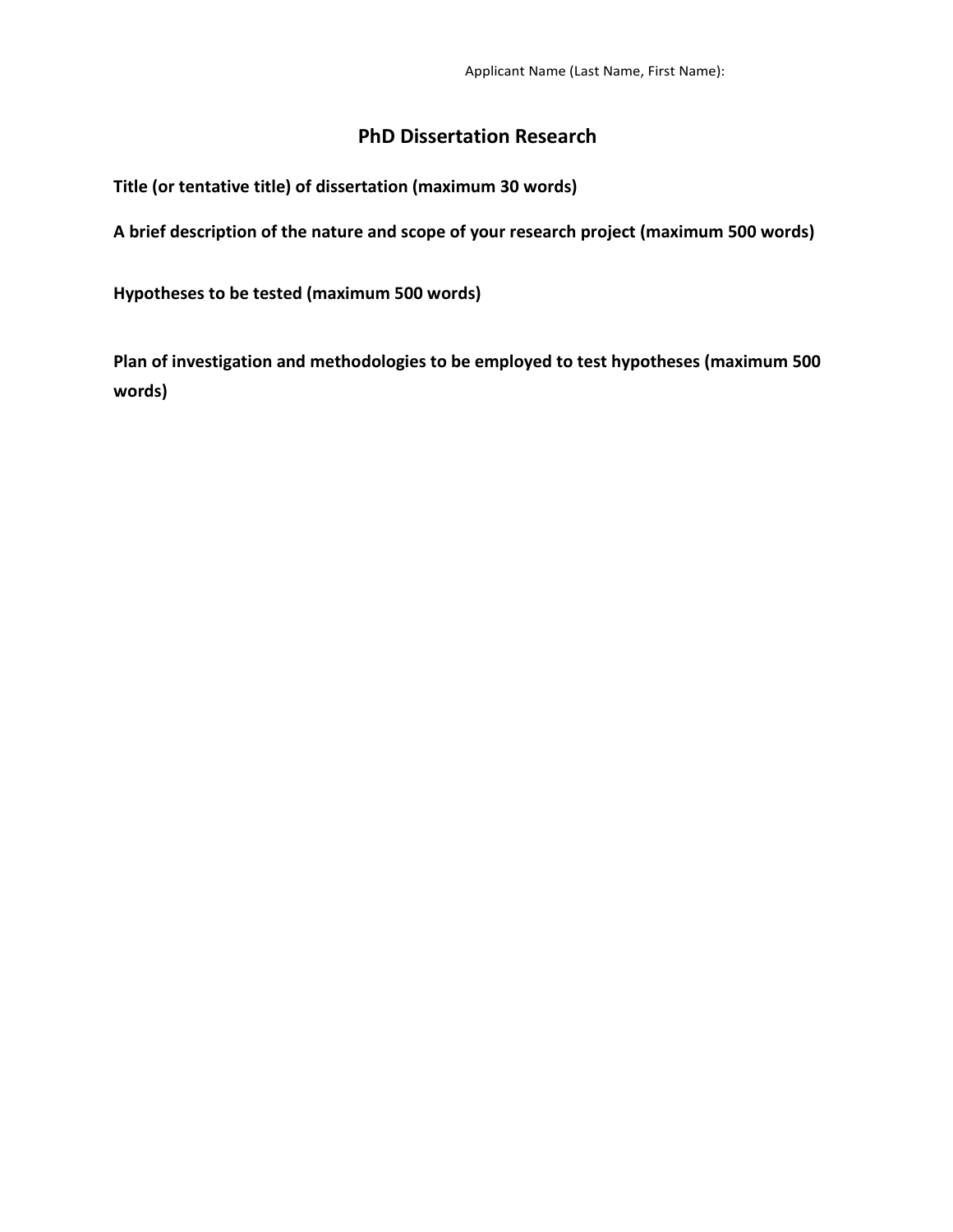Applicant Name (Last Name, First Name):

# PhD Dissertation Research

**Title (or tentative title) of dissertation (maximum 30 words)**

**A brief description of the nature and scope of your research project (maximum 500 words)**

**Hypotheses to be tested (maximum 500 words)**

**Plan of investigation and methodologies to be employed to test hypotheses (maximum 500 words)**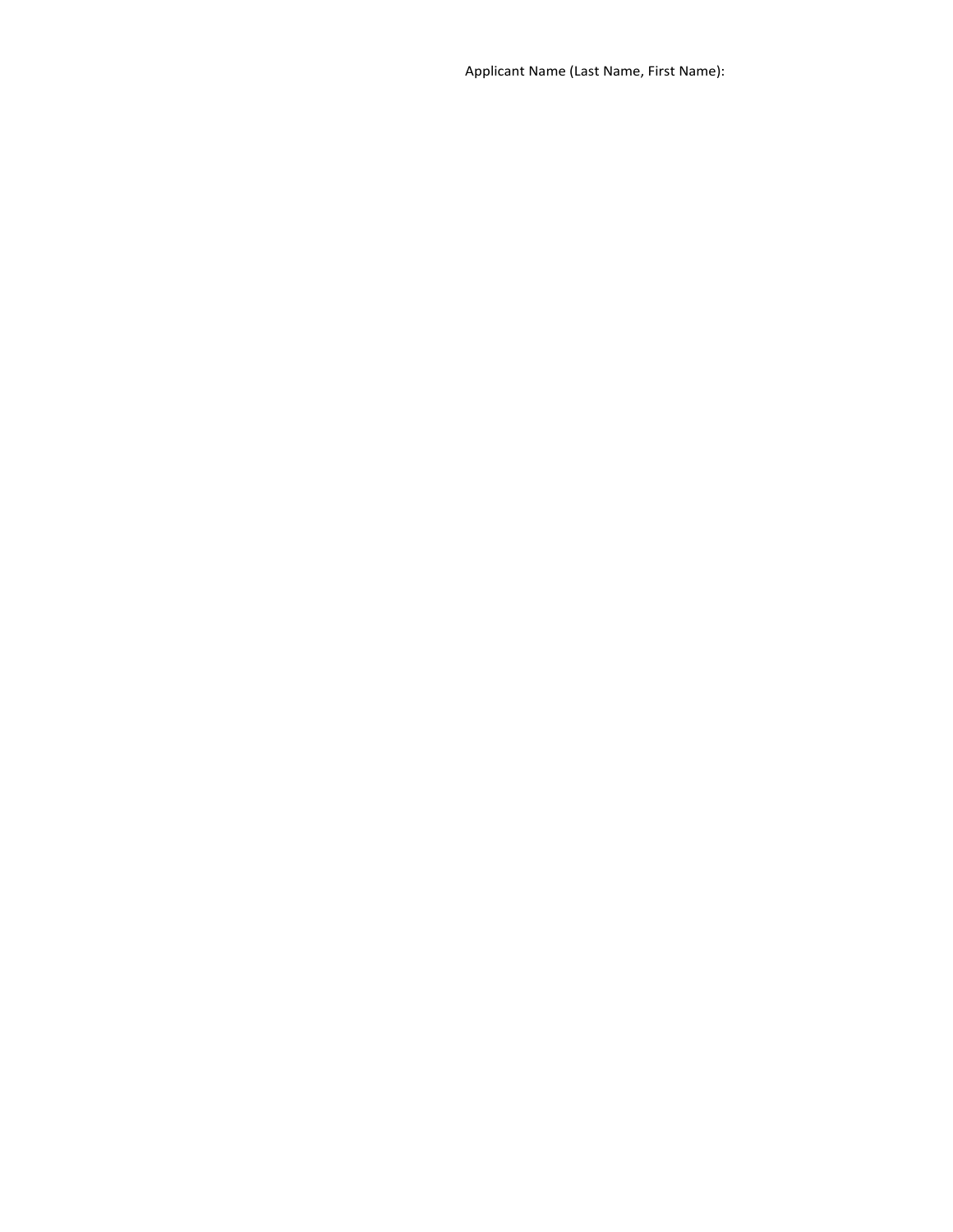Applicant Name (Last Name, First Name):